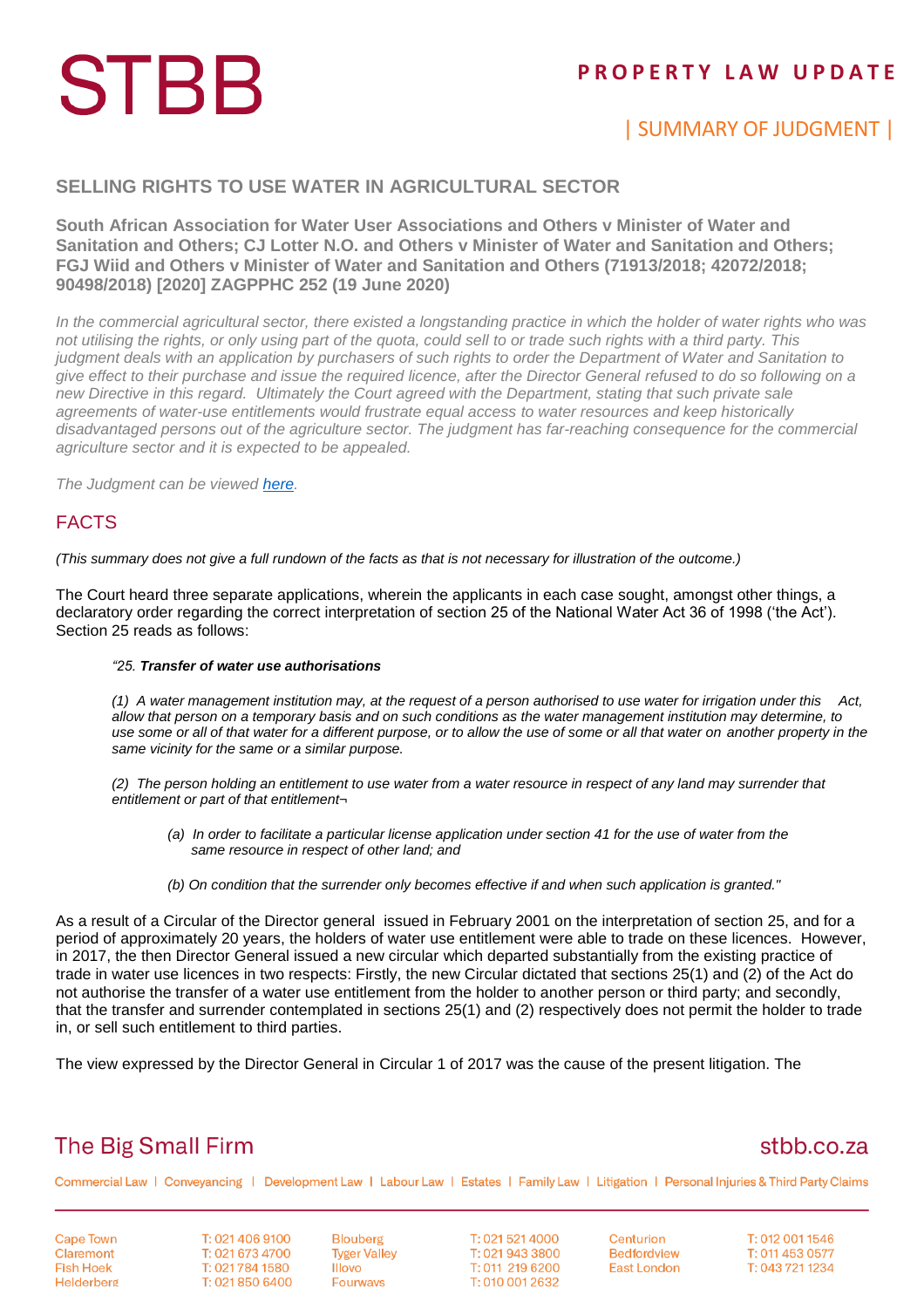# STBB

**PROPERTY LAW UPDATE**

| SUMMARY OF JUDGMENT |

## SELLING RIGHTS TO USE WATER IN AGRICULTURAL SECTOR

**South African Association for Water User Associations and Others v Minister of Water and Sanitation and Others; CJ Lotter N.O. and Others v Minister of Water and Sanitation and Others; FGJ Wiid and Others v Minister of Water and Sanitation and Others (71913/2018; 42072/2018; 90498/2018) [2020] ZAGPPHC 252 (19 June 2020)**

*In the commercial agricultural sector, there existed a longstanding practice in which the holder of water rights who was not utilising the rights, or only using part of the quota, could sell to or trade such rights with a third party. This judgment deals with an application by purchasers of such rights to order the Department of Water and Sanitation to give effect to their purchase and issue the required licence, after the Director General refused to do so following on a new Directive in this regard. Ultimately the Court agreed with the Department, stating that such private sale agreements of water-use entitlements would frustrate equal access to water resources and keep historically disadvantaged persons out of the agriculture sector. The judgment has far-reaching consequence for the commercial agriculture sector and it is expected to be appealed.*

*The Judgment can be viewed [here](#).*

## FACTS

*(This summary does not give a full rundown of the facts as that is not necessary for illustration of the outcome.)*

The Court heard three separate applications, wherein the applicants in each case sought, amongst other things, a declaratory order regarding the correct interpretation of section 25 of the National Water Act 36 of 1998 ('the Act'). Section 25 reads as follows:

> *"25. **Transfer of water use authorisations***
>
> *(1) A water management institution may, at the request of a person authorised to use water for irrigation under this Act, allow that person on a temporary basis and on such conditions as the water management institution may determine, to use some or all of that water for a different purpose, or to allow the use of some or all that water on another property in the same vicinity for the same or a similar purpose.*
>
> *(2) The person holding an entitlement to use water from a water resource in respect of any land may surrender that entitlement or part of that entitlement¬*
>
> > *(a) In order to facilitate a particular license application under section 41 for the use of water from the same resource in respect of other land; and*
> >
> > *(b) On condition that the surrender only becomes effective if and when such application is granted."*

As a result of a Circular of the Director general issued in February 2001 on the interpretation of section 25, and for a period of approximately 20 years, the holders of water use entitlement were able to trade on these licences. However, in 2017, the then Director General issued a new circular which departed substantially from the existing practice of trade in water use licences in two respects: Firstly, the new Circular dictated that sections 25(1) and (2) of the Act do not authorise the transfer of a water use entitlement from the holder to another person or third party; and secondly, that the transfer and surrender contemplated in sections 25(1) and (2) respectively does not permit the holder to trade in, or sell such entitlement to third parties.

The view expressed by the Director General in Circular 1 of 2017 was the cause of the present litigation. The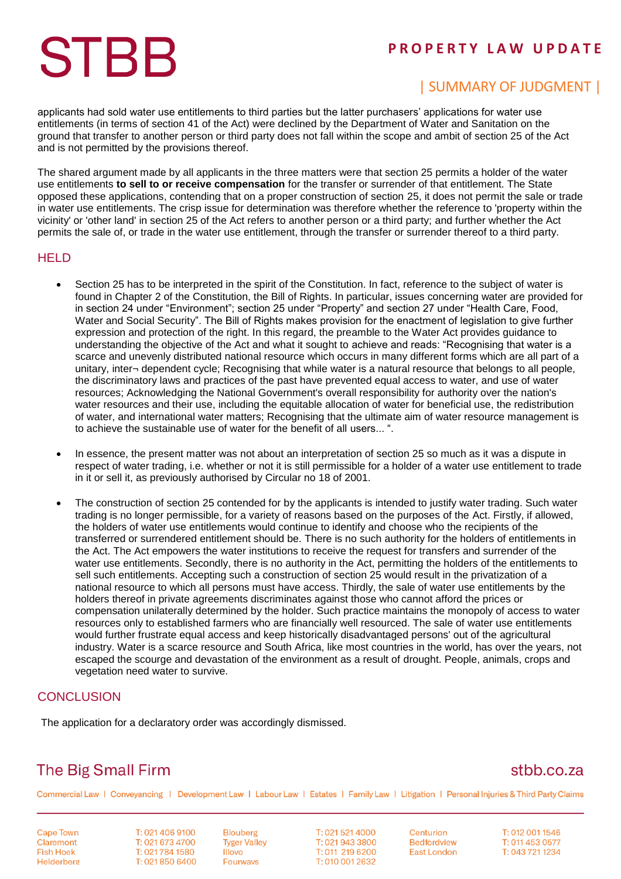applicants had sold water use entitlements to third parties but the latter purchasers' applications for water use entitlements (in terms of section 41 of the Act) were declined by the Department of Water and Sanitation on the ground that transfer to another person or third party does not fall within the scope and ambit of section 25 of the Act and is not permitted by the provisions thereof.

The shared argument made by all applicants in the three matters were that section 25 permits a holder of the water use entitlements **to sell to or receive compensation** for the transfer or surrender of that entitlement. The State opposed these applications, contending that on a proper construction of section 25, it does not permit the sale or trade in water use entitlements. The crisp issue for determination was therefore whether the reference to 'property within the vicinity' or 'other land' in section 25 of the Act refers to another person or a third party; and further whether the Act permits the sale of, or trade in the water use entitlement, through the transfer or surrender thereof to a third party.

## HELD

- Section 25 has to be interpreted in the spirit of the Constitution. In fact, reference to the subject of water is found in Chapter 2 of the Constitution, the Bill of Rights. In particular, issues concerning water are provided for in section 24 under "Environment"; section 25 under "Property" and section 27 under "Health Care, Food, Water and Social Security". The Bill of Rights makes provision for the enactment of legislation to give further expression and protection of the right. In this regard, the preamble to the Water Act provides guidance to understanding the objective of the Act and what it sought to achieve and reads: "Recognising that water is a scarce and unevenly distributed national resource which occurs in many different forms which are all part of a unitary, inter¬ dependent cycle; Recognising that while water is a natural resource that belongs to all people, the discriminatory laws and practices of the past have prevented equal access to water, and use of water resources; Acknowledging the National Government's overall responsibility for authority over the nation's water resources and their use, including the equitable allocation of water for beneficial use, the redistribution of water, and international water matters; Recognising that the ultimate aim of water resource management is to achieve the sustainable use of water for the benefit of all users... ".

- In essence, the present matter was not about an interpretation of section 25 so much as it was a dispute in respect of water trading, i.e. whether or not it is still permissible for a holder of a water use entitlement to trade in it or sell it, as previously authorised by Circular no 18 of 2001.

- The construction of section 25 contended for by the applicants is intended to justify water trading. Such water trading is no longer permissible, for a variety of reasons based on the purposes of the Act. Firstly, if allowed, the holders of water use entitlements would continue to identify and choose who the recipients of the transferred or surrendered entitlement should be. There is no such authority for the holders of entitlements in the Act. The Act empowers the water institutions to receive the request for transfers and surrender of the water use entitlements. Secondly, there is no authority in the Act, permitting the holders of the entitlements to sell such entitlements. Accepting such a construction of section 25 would result in the privatization of a national resource to which all persons must have access. Thirdly, the sale of water use entitlements by the holders thereof in private agreements discriminates against those who cannot afford the prices or compensation unilaterally determined by the holder. Such practice maintains the monopoly of access to water resources only to established farmers who are financially well resourced. The sale of water use entitlements would further frustrate equal access and keep historically disadvantaged persons' out of the agricultural industry. Water is a scarce resource and South Africa, like most countries in the world, has over the years, not escaped the scourge and devastation of the environment as a result of drought. People, animals, crops and vegetation need water to survive.

## CONCLUSION

The application for a declaratory order was accordingly dismissed.